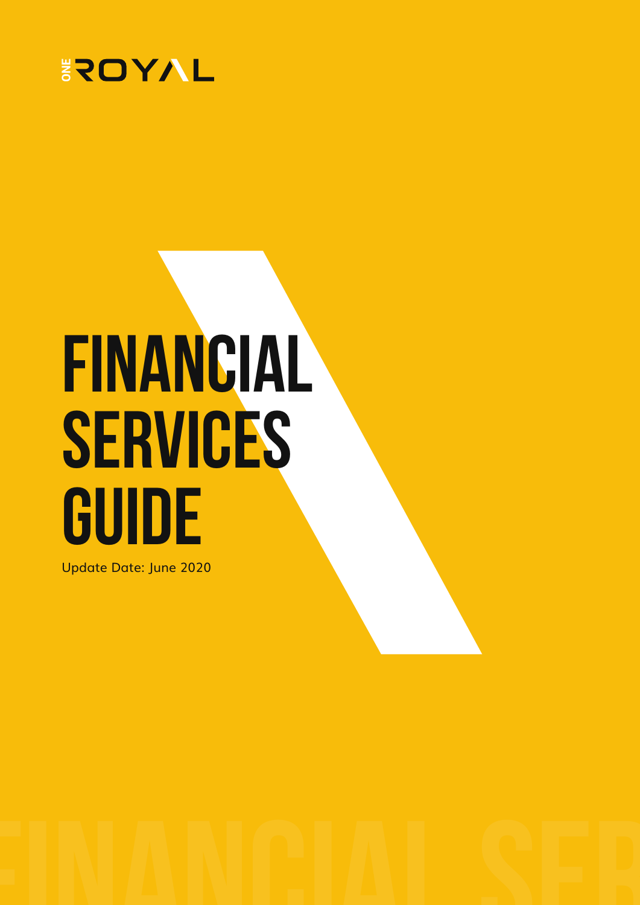ONE ROYAL

# FINANCIAL SERVICES GUIDE

Update Date: June 2020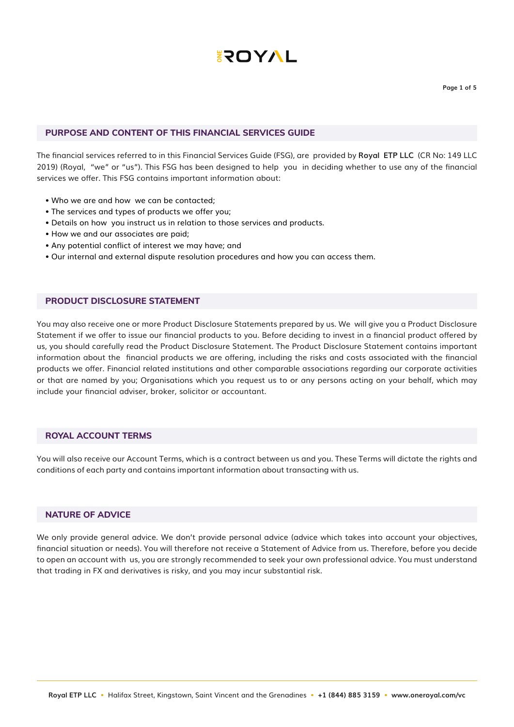## PURPOSE AND CONTENT OF THIS FINANCIAL SERVICES GUIDE

The financial services referred to in this Financial Services Guide (FSG), are provided by **Royal ETP LLC** (CR No: 149 LLC 2019) (Royal, "we" or "us"). This FSG has been designed to help you in deciding whether to use any of the financial services we offer. This FSG contains important information about:

- Who we are and how we can be contacted;
- The services and types of products we offer you;
- Details on how you instruct us in relation to those services and products.
- How we and our associates are paid;
- Any potential conflict of interest we may have; and
- Our internal and external dispute resolution procedures and how you can access them.

## PRODUCT DISCLOSURE STATEMENT

You may also receive one or more Product Disclosure Statements prepared by us. We will give you a Product Disclosure Statement if we offer to issue our financial products to you. Before deciding to invest in a financial product offered by us, you should carefully read the Product Disclosure Statement. The Product Disclosure Statement contains important information about the financial products we are offering, including the risks and costs associated with the financial products we offer. Financial related institutions and other comparable associations regarding our corporate activities or that are named by you; Organisations which you request us to or any persons acting on your behalf, which may include your financial adviser, broker, solicitor or accountant.

## ROYAL ACCOUNT TERMS

You will also receive our Account Terms, which is a contract between us and you. These Terms will dictate the rights and conditions of each party and contains important information about transacting with us.

## NATURE OF ADVICE

We only provide general advice. We don't provide personal advice (advice which takes into account your objectives, financial situation or needs). You will therefore not receive a Statement of Advice from us. Therefore, before you decide to open an account with us, you are strongly recommended to seek your own professional advice. You must understand that trading in FX and derivatives is risky, and you may incur substantial risk.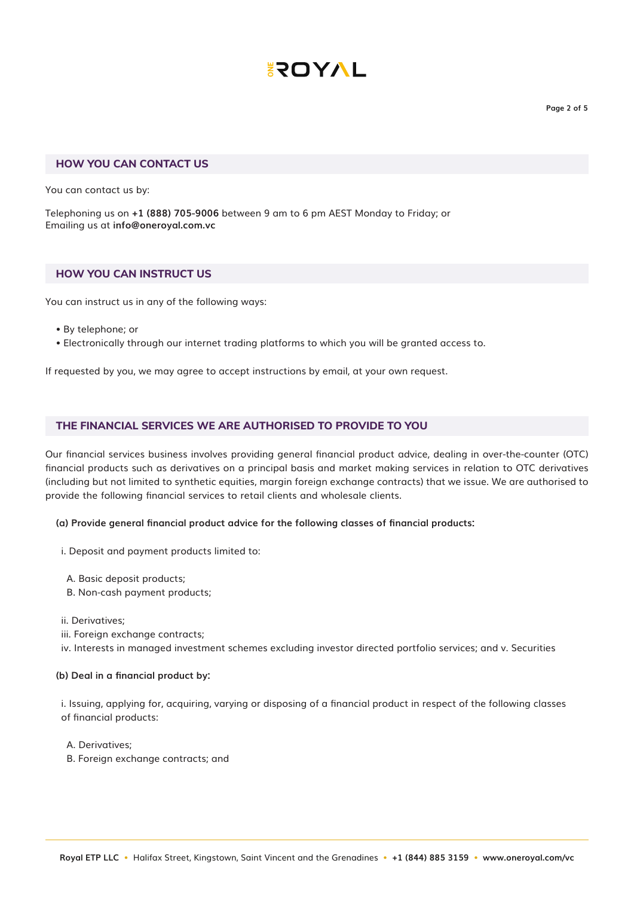## HOW YOU CAN CONTACT US

You can contact us by:

Telephoning us on **+1 (888) 705-9006** between 9 am to 6 pm AEST Monday to Friday; or
Emailing us at **info@oneroyal.com.vc**

## HOW YOU CAN INSTRUCT US

You can instruct us in any of the following ways:

- By telephone; or
- Electronically through our internet trading platforms to which you will be granted access to.

If requested by you, we may agree to accept instructions by email, at your own request.

## THE FINANCIAL SERVICES WE ARE AUTHORISED TO PROVIDE TO YOU

Our financial services business involves providing general financial product advice, dealing in over-the-counter (OTC) financial products such as derivatives on a principal basis and market making services in relation to OTC derivatives (including but not limited to synthetic equities, margin foreign exchange contracts) that we issue. We are authorised to provide the following financial services to retail clients and wholesale clients.

**(a) Provide general financial product advice for the following classes of financial products:**

i. Deposit and payment products limited to:

A. Basic deposit products;
B. Non-cash payment products;

ii. Derivatives;
iii. Foreign exchange contracts;
iv. Interests in managed investment schemes excluding investor directed portfolio services; and v. Securities

**(b) Deal in a financial product by:**

i. Issuing, applying for, acquiring, varying or disposing of a financial product in respect of the following classes of financial products:

A. Derivatives;
B. Foreign exchange contracts; and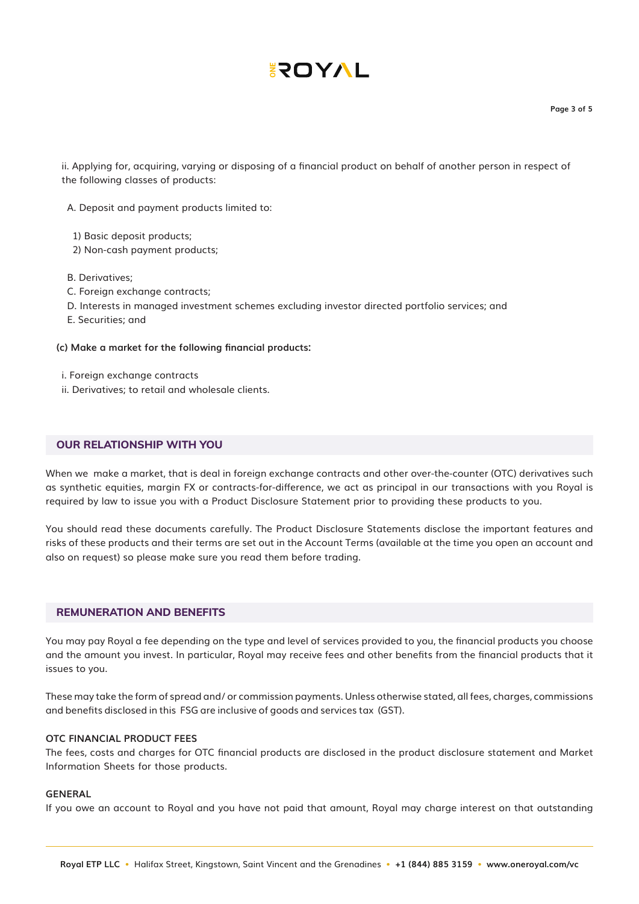ii. Applying for, acquiring, varying or disposing of a financial product on behalf of another person in respect of the following classes of products:

A. Deposit and payment products limited to:

1) Basic deposit products;
2) Non-cash payment products;

B. Derivatives;
C. Foreign exchange contracts;
D. Interests in managed investment schemes excluding investor directed portfolio services; and
E. Securities; and

**(c) Make a market for the following financial products:**

i. Foreign exchange contracts
ii. Derivatives; to retail and wholesale clients.

## OUR RELATIONSHIP WITH YOU

When we make a market, that is deal in foreign exchange contracts and other over-the-counter (OTC) derivatives such as synthetic equities, margin FX or contracts-for-difference, we act as principal in our transactions with you Royal is required by law to issue you with a Product Disclosure Statement prior to providing these products to you.

You should read these documents carefully. The Product Disclosure Statements disclose the important features and risks of these products and their terms are set out in the Account Terms (available at the time you open an account and also on request) so please make sure you read them before trading.

## REMUNERATION AND BENEFITS

You may pay Royal a fee depending on the type and level of services provided to you, the financial products you choose and the amount you invest. In particular, Royal may receive fees and other benefits from the financial products that it issues to you.

These may take the form of spread and/ or commission payments. Unless otherwise stated, all fees, charges, commissions and benefits disclosed in this FSG are inclusive of goods and services tax (GST).

### OTC FINANCIAL PRODUCT FEES

The fees, costs and charges for OTC financial products are disclosed in the product disclosure statement and Market Information Sheets for those products.

### GENERAL

If you owe an account to Royal and you have not paid that amount, Royal may charge interest on that outstanding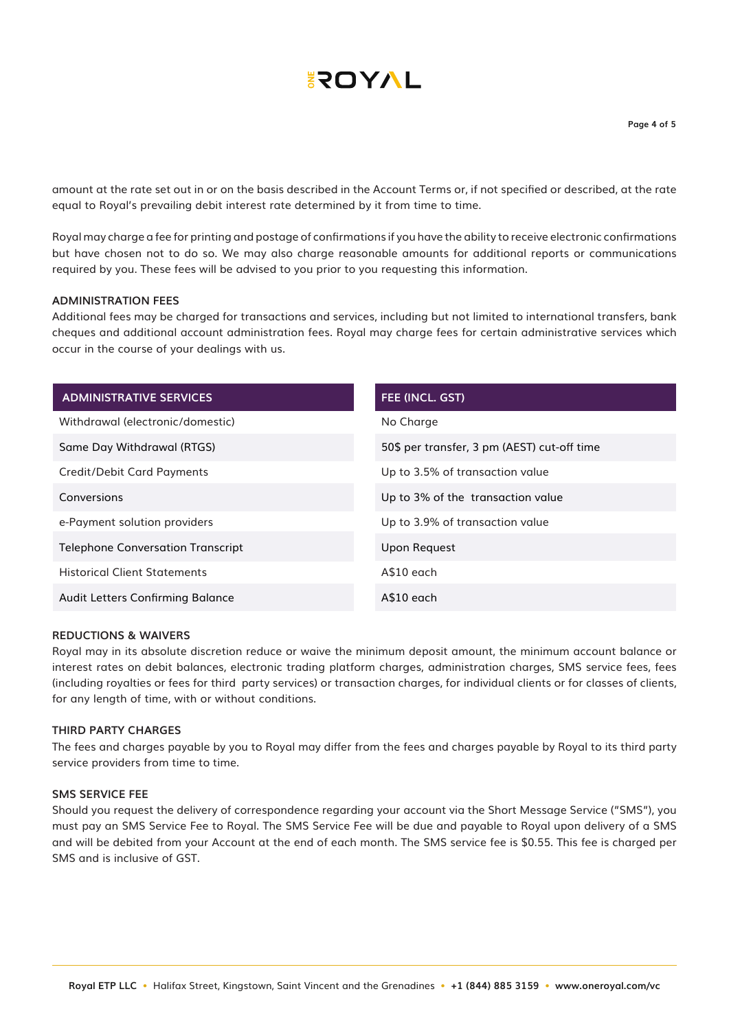amount at the rate set out in or on the basis described in the Account Terms or, if not specified or described, at the rate equal to Royal's prevailing debit interest rate determined by it from time to time.

Royal may charge a fee for printing and postage of confirmations if you have the ability to receive electronic confirmations but have chosen not to do so. We may also charge reasonable amounts for additional reports or communications required by you. These fees will be advised to you prior to you requesting this information.

### ADMINISTRATION FEES

Additional fees may be charged for transactions and services, including but not limited to international transfers, bank cheques and additional account administration fees. Royal may charge fees for certain administrative services which occur in the course of your dealings with us.

| ADMINISTRATIVE SERVICES | FEE (INCL. GST) |
|---|---|
| Withdrawal (electronic/domestic) | No Charge |
| Same Day Withdrawal (RTGS) | 50$ per transfer, 3 pm (AEST) cut-off time |
| Credit/Debit Card Payments | Up to 3.5% of transaction value |
| Conversions | Up to 3% of the transaction value |
| e-Payment solution providers | Up to 3.9% of transaction value |
| Telephone Conversation Transcript | Upon Request |
| Historical Client Statements | A$10 each |
| Audit Letters Confirming Balance | A$10 each |

### REDUCTIONS & WAIVERS

Royal may in its absolute discretion reduce or waive the minimum deposit amount, the minimum account balance or interest rates on debit balances, electronic trading platform charges, administration charges, SMS service fees, fees (including royalties or fees for third party services) or transaction charges, for individual clients or for classes of clients, for any length of time, with or without conditions.

### THIRD PARTY CHARGES

The fees and charges payable by you to Royal may differ from the fees and charges payable by Royal to its third party service providers from time to time.

### SMS SERVICE FEE

Should you request the delivery of correspondence regarding your account via the Short Message Service ("SMS"), you must pay an SMS Service Fee to Royal. The SMS Service Fee will be due and payable to Royal upon delivery of a SMS and will be debited from your Account at the end of each month. The SMS service fee is $0.55. This fee is charged per SMS and is inclusive of GST.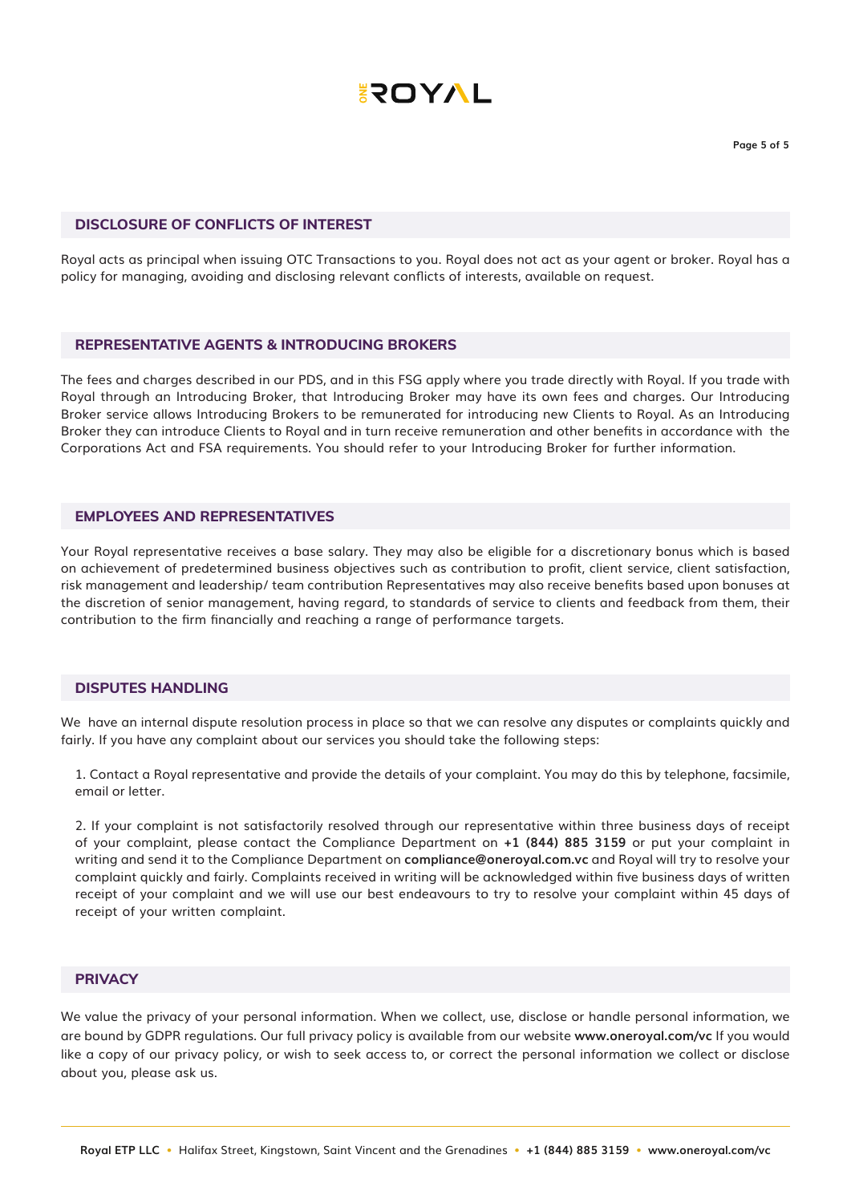## DISCLOSURE OF CONFLICTS OF INTEREST

Royal acts as principal when issuing OTC Transactions to you. Royal does not act as your agent or broker. Royal has a policy for managing, avoiding and disclosing relevant conflicts of interests, available on request.

## REPRESENTATIVE AGENTS & INTRODUCING BROKERS

The fees and charges described in our PDS, and in this FSG apply where you trade directly with Royal. If you trade with Royal through an Introducing Broker, that Introducing Broker may have its own fees and charges. Our Introducing Broker service allows Introducing Brokers to be remunerated for introducing new Clients to Royal. As an Introducing Broker they can introduce Clients to Royal and in turn receive remuneration and other benefits in accordance with the Corporations Act and FSA requirements. You should refer to your Introducing Broker for further information.

## EMPLOYEES AND REPRESENTATIVES

Your Royal representative receives a base salary. They may also be eligible for a discretionary bonus which is based on achievement of predetermined business objectives such as contribution to profit, client service, client satisfaction, risk management and leadership/ team contribution Representatives may also receive benefits based upon bonuses at the discretion of senior management, having regard, to standards of service to clients and feedback from them, their contribution to the firm financially and reaching a range of performance targets.

## DISPUTES HANDLING

We have an internal dispute resolution process in place so that we can resolve any disputes or complaints quickly and fairly. If you have any complaint about our services you should take the following steps:

1. Contact a Royal representative and provide the details of your complaint. You may do this by telephone, facsimile, email or letter.

2. If your complaint is not satisfactorily resolved through our representative within three business days of receipt of your complaint, please contact the Compliance Department on **+1 (844) 885 3159** or put your complaint in writing and send it to the Compliance Department on **compliance@oneroyal.com.vc** and Royal will try to resolve your complaint quickly and fairly. Complaints received in writing will be acknowledged within five business days of written receipt of your complaint and we will use our best endeavours to try to resolve your complaint within 45 days of receipt of your written complaint.

## PRIVACY

We value the privacy of your personal information. When we collect, use, disclose or handle personal information, we are bound by GDPR regulations. Our full privacy policy is available from our website **www.oneroyal.com/vc** If you would like a copy of our privacy policy, or wish to seek access to, or correct the personal information we collect or disclose about you, please ask us.